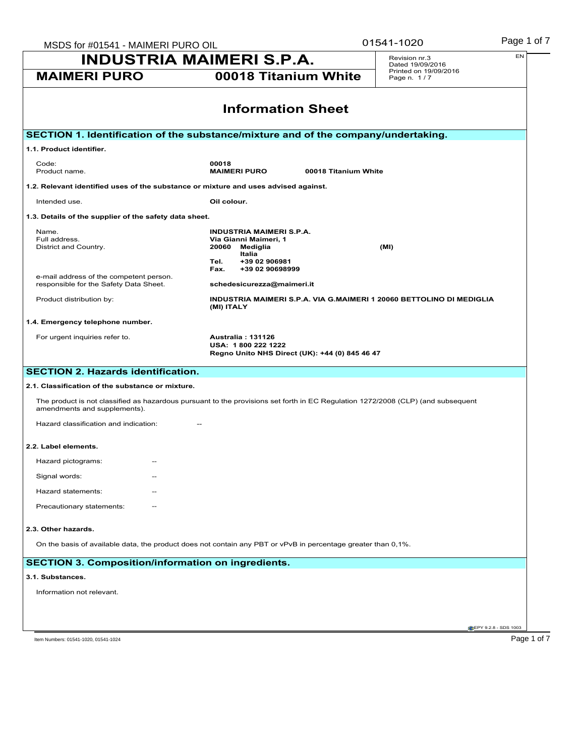# INDUSTRIA MAIMERI S.P.A.

**MAIMERI PURO** **00018 Titanium White**

Revision nr.3
Dated 19/09/2016
Printed on 19/09/2016

EN

## Information Sheet

## SECTION 1. Identification of the substance/mixture and of the company/undertaking.

**1.1. Product identifier.**

| | |
|---|---|
| Code: | **00018** |
| Product name. | **MAIMERI PURO 00018 Titanium White** |

**1.2. Relevant identified uses of the substance or mixture and uses advised against.**

| | |
|---|---|
| Intended use. | **Oil colour.** |

**1.3. Details of the supplier of the safety data sheet.**

| | |
|---|---|
| Name. | **INDUSTRIA MAIMERI S.P.A.** |
| Full address. | **Via Gianni Maimeri, 1** |
| District and Country. | **20060 Mediglia (MI)** <br> **Italia** <br> **Tel. +39 02 906981** <br> **Fax. +39 02 90698999** |
| e-mail address of the competent person. responsible for the Safety Data Sheet. | **schedesicurezza@maimeri.it** |
| Product distribution by: | **INDUSTRIA MAIMERI S.P.A. VIA G.MAIMERI 1 20060 BETTOLINO DI MEDIGLIA (MI) ITALY** |

**1.4. Emergency telephone number.**

| | |
|---|---|
| For urgent inquiries refer to. | **Australia : 131126** <br> **USA: 1 800 222 1222** <br> **Regno Unito NHS Direct (UK): +44 (0) 845 46 47** |

## SECTION 2. Hazards identification.

**2.1. Classification of the substance or mixture.**

The product is not classified as hazardous pursuant to the provisions set forth in EC Regulation 1272/2008 (CLP) (and subsequent amendments and supplements).

Hazard classification and indication: --

**2.2. Label elements.**

Hazard pictograms: --

Signal words: --

Hazard statements: --

Precautionary statements: --

**2.3. Other hazards.**

On the basis of available data, the product does not contain any PBT or vPvB in percentage greater than 0,1%.

## SECTION 3. Composition/information on ingredients.

**3.1. Substances.**

Information not relevant.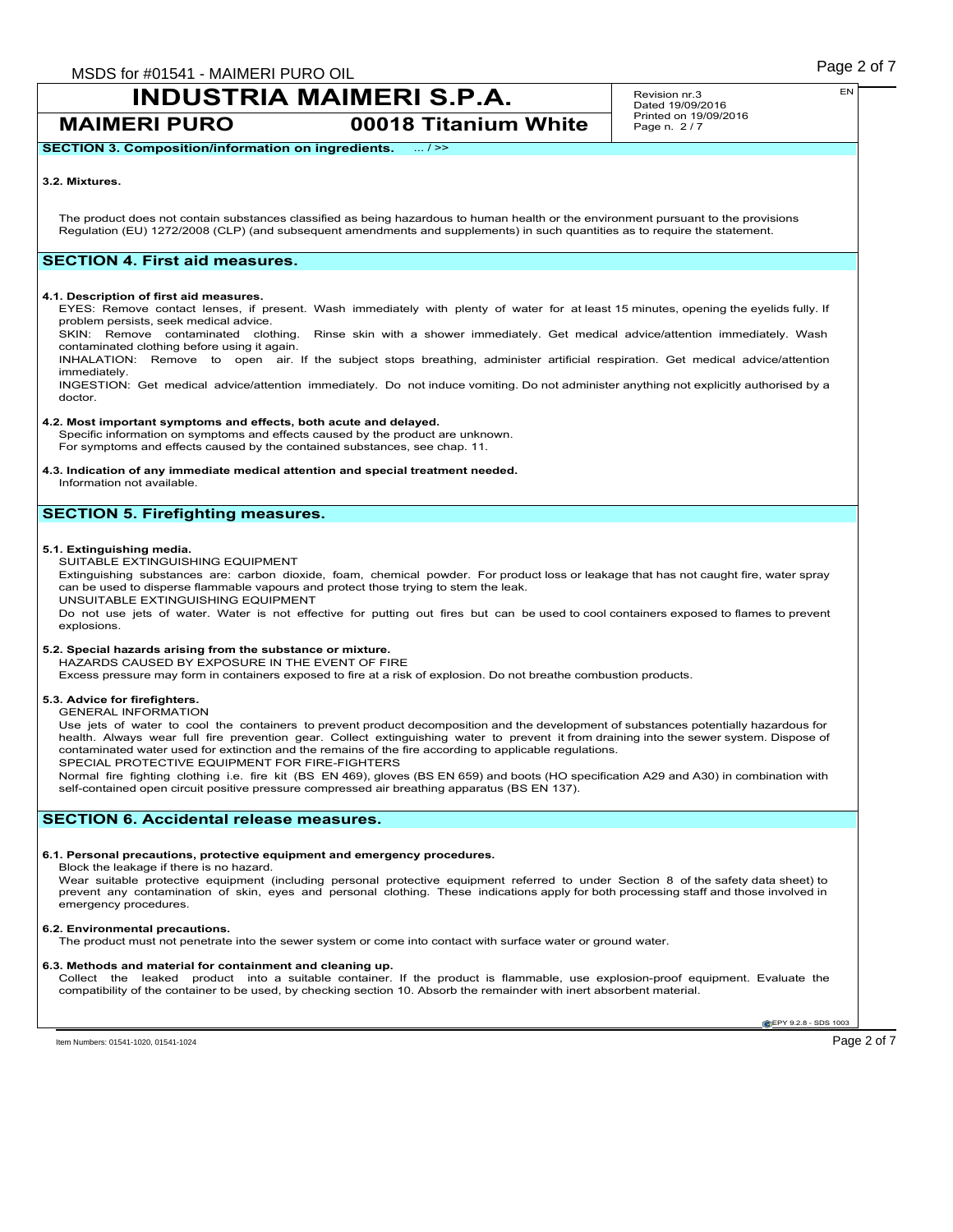**SECTION 3. Composition/information on ingredients.** ... / >>

**3.2. Mixtures.**

The product does not contain substances classified as being hazardous to human health or the environment pursuant to the provisions Regulation (EU) 1272/2008 (CLP) (and subsequent amendments and supplements) in such quantities as to require the statement.

## SECTION 4. First aid measures.

**4.1. Description of first aid measures.**

EYES: Remove contact lenses, if present. Wash immediately with plenty of water for at least 15 minutes, opening the eyelids fully. If problem persists, seek medical advice.

SKIN: Remove contaminated clothing. Rinse skin with a shower immediately. Get medical advice/attention immediately. Wash contaminated clothing before using it again.

INHALATION: Remove to open air. If the subject stops breathing, administer artificial respiration. Get medical advice/attention immediately.

INGESTION: Get medical advice/attention immediately. Do not induce vomiting. Do not administer anything not explicitly authorised by a doctor.

**4.2. Most important symptoms and effects, both acute and delayed.**

Specific information on symptoms and effects caused by the product are unknown.
For symptoms and effects caused by the contained substances, see chap. 11.

**4.3. Indication of any immediate medical attention and special treatment needed.**

Information not available.

## SECTION 5. Firefighting measures.

**5.1. Extinguishing media.**

SUITABLE EXTINGUISHING EQUIPMENT

Extinguishing substances are: carbon dioxide, foam, chemical powder. For product loss or leakage that has not caught fire, water spray can be used to disperse flammable vapours and protect those trying to stem the leak.

UNSUITABLE EXTINGUISHING EQUIPMENT

Do not use jets of water. Water is not effective for putting out fires but can be used to cool containers exposed to flames to prevent explosions.

**5.2. Special hazards arising from the substance or mixture.**

HAZARDS CAUSED BY EXPOSURE IN THE EVENT OF FIRE

Excess pressure may form in containers exposed to fire at a risk of explosion. Do not breathe combustion products.

**5.3. Advice for firefighters.**

GENERAL INFORMATION

Use jets of water to cool the containers to prevent product decomposition and the development of substances potentially hazardous for health. Always wear full fire prevention gear. Collect extinguishing water to prevent it from draining into the sewer system. Dispose of contaminated water used for extinction and the remains of the fire according to applicable regulations.

SPECIAL PROTECTIVE EQUIPMENT FOR FIRE-FIGHTERS

Normal fire fighting clothing i.e. fire kit (BS EN 469), gloves (BS EN 659) and boots (HO specification A29 and A30) in combination with self-contained open circuit positive pressure compressed air breathing apparatus (BS EN 137).

## SECTION 6. Accidental release measures.

**6.1. Personal precautions, protective equipment and emergency procedures.**

Block the leakage if there is no hazard.

Wear suitable protective equipment (including personal protective equipment referred to under Section 8 of the safety data sheet) to prevent any contamination of skin, eyes and personal clothing. These indications apply for both processing staff and those involved in emergency procedures.

**6.2. Environmental precautions.**

The product must not penetrate into the sewer system or come into contact with surface water or ground water.

**6.3. Methods and material for containment and cleaning up.**

Collect the leaked product into a suitable container. If the product is flammable, use explosion-proof equipment. Evaluate the compatibility of the container to be used, by checking section 10. Absorb the remainder with inert absorbent material.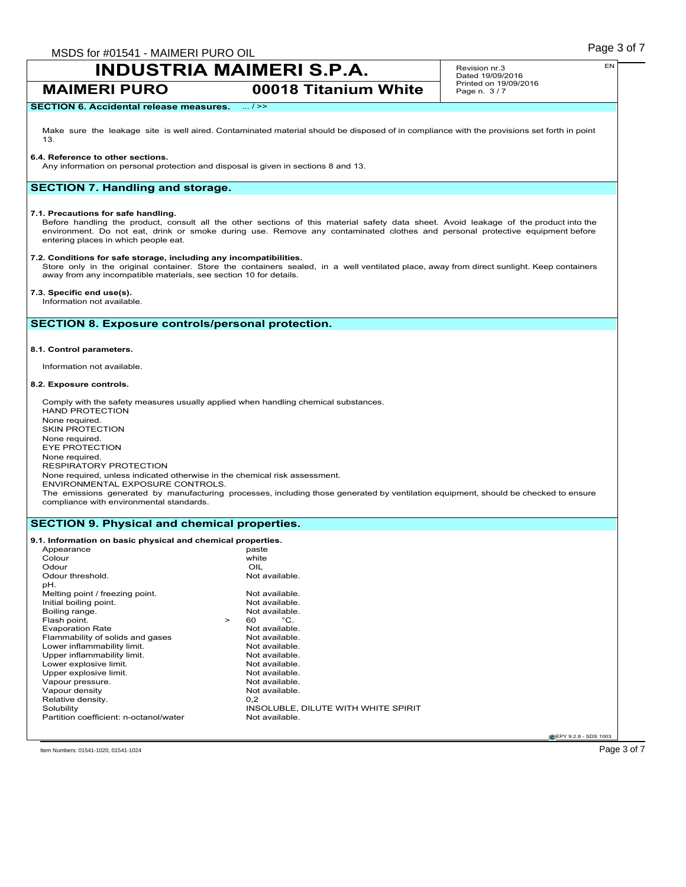**SECTION 6. Accidental release measures.** ... / >>

Make sure the leakage site is well aired. Contaminated material should be disposed of in compliance with the provisions set forth in point 13.

**6.4. Reference to other sections.**
Any information on personal protection and disposal is given in sections 8 and 13.

## SECTION 7. Handling and storage.

**7.1. Precautions for safe handling.**
Before handling the product, consult all the other sections of this material safety data sheet. Avoid leakage of the product into the environment. Do not eat, drink or smoke during use. Remove any contaminated clothes and personal protective equipment before entering places in which people eat.

**7.2. Conditions for safe storage, including any incompatibilities.**
Store only in the original container. Store the containers sealed, in a well ventilated place, away from direct sunlight. Keep containers away from any incompatible materials, see section 10 for details.

**7.3. Specific end use(s).**
Information not available.

## SECTION 8. Exposure controls/personal protection.

**8.1. Control parameters.**

Information not available.

**8.2. Exposure controls.**

Comply with the safety measures usually applied when handling chemical substances.
HAND PROTECTION
None required.
SKIN PROTECTION
None required.
EYE PROTECTION
None required.
RESPIRATORY PROTECTION
None required, unless indicated otherwise in the chemical risk assessment.
ENVIRONMENTAL EXPOSURE CONTROLS.
The emissions generated by manufacturing processes, including those generated by ventilation equipment, should be checked to ensure compliance with environmental standards.

## SECTION 9. Physical and chemical properties.

**9.1. Information on basic physical and chemical properties.**

| Property | Value |
|---|---|
| Appearance | paste |
| Colour | white |
| Odour | OIL |
| Odour threshold. | Not available. |
| pH. | |
| Melting point / freezing point. | Not available. |
| Initial boiling point. | Not available. |
| Boiling range. | Not available. |
| Flash point. | > 60 °C. |
| Evaporation Rate | Not available. |
| Flammability of solids and gases | Not available. |
| Lower inflammability limit. | Not available. |
| Upper inflammability limit. | Not available. |
| Lower explosive limit. | Not available. |
| Upper explosive limit. | Not available. |
| Vapour pressure. | Not available. |
| Vapour density | Not available. |
| Relative density. | 0,2 |
| Solubility | INSOLUBLE, DILUTE WITH WHITE SPIRIT |
| Partition coefficient: n-octanol/water | Not available. |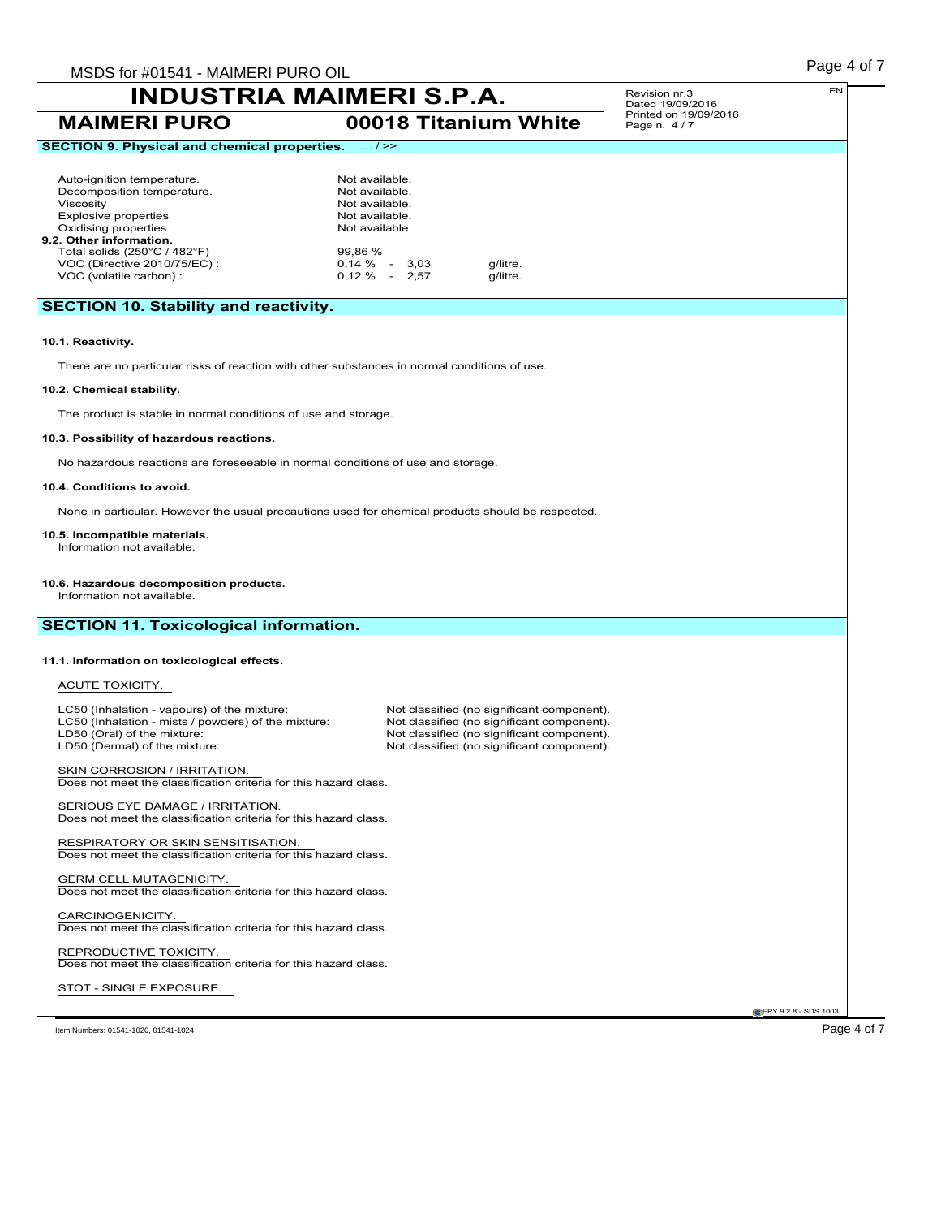## SECTION 9. Physical and chemical properties. ... / >>

| | | |
|---|---|---|
| Auto-ignition temperature. | Not available. | |
| Decomposition temperature. | Not available. | |
| Viscosity | Not available. | |
| Explosive properties | Not available. | |
| Oxidising properties | Not available. | |

**9.2. Other information.**

| | | |
|---|---|---|
| Total solids (250°C / 482°F) | 99,86 % | |
| VOC (Directive 2010/75/EC) : | 0,14 % - 3,03 | g/litre. |
| VOC (volatile carbon) : | 0,12 % - 2,57 | g/litre. |

## SECTION 10. Stability and reactivity.

**10.1. Reactivity.**

There are no particular risks of reaction with other substances in normal conditions of use.

**10.2. Chemical stability.**

The product is stable in normal conditions of use and storage.

**10.3. Possibility of hazardous reactions.**

No hazardous reactions are foreseeable in normal conditions of use and storage.

**10.4. Conditions to avoid.**

None in particular. However the usual precautions used for chemical products should be respected.

**10.5. Incompatible materials.**

Information not available.

**10.6. Hazardous decomposition products.**

Information not available.

## SECTION 11. Toxicological information.

**11.1. Information on toxicological effects.**

ACUTE TOXICITY.

| | |
|---|---|
| LC50 (Inhalation - vapours) of the mixture: | Not classified (no significant component). |
| LC50 (Inhalation - mists / powders) of the mixture: | Not classified (no significant component). |
| LD50 (Oral) of the mixture: | Not classified (no significant component). |
| LD50 (Dermal) of the mixture: | Not classified (no significant component). |

SKIN CORROSION / IRRITATION.
Does not meet the classification criteria for this hazard class.

SERIOUS EYE DAMAGE / IRRITATION.
Does not meet the classification criteria for this hazard class.

RESPIRATORY OR SKIN SENSITISATION.
Does not meet the classification criteria for this hazard class.

GERM CELL MUTAGENICITY.
Does not meet the classification criteria for this hazard class.

CARCINOGENICITY.
Does not meet the classification criteria for this hazard class.

REPRODUCTIVE TOXICITY.
Does not meet the classification criteria for this hazard class.

STOT - SINGLE EXPOSURE.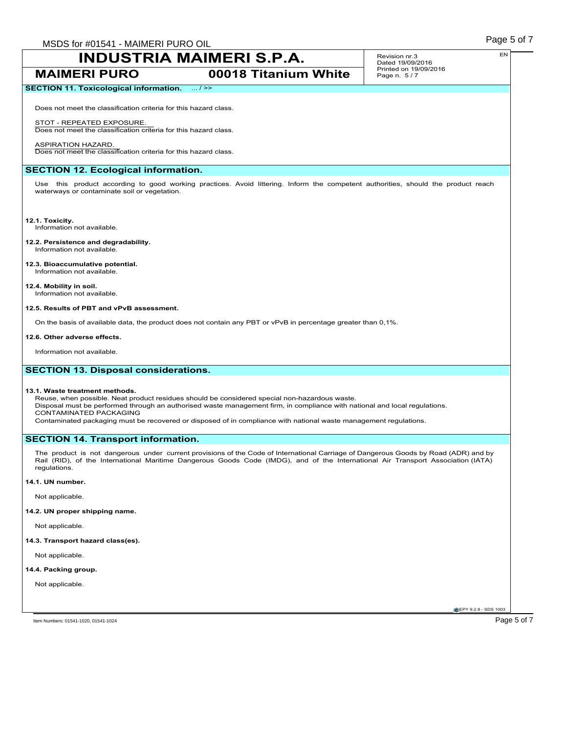## SECTION 11. Toxicological information. ... / >>

Does not meet the classification criteria for this hazard class.

STOT - REPEATED EXPOSURE.
Does not meet the classification criteria for this hazard class.

ASPIRATION HAZARD.
Does not meet the classification criteria for this hazard class.

## SECTION 12. Ecological information.

Use this product according to good working practices. Avoid littering. Inform the competent authorities, should the product reach waterways or contaminate soil or vegetation.

**12.1. Toxicity.**
Information not available.

**12.2. Persistence and degradability.**
Information not available.

**12.3. Bioaccumulative potential.**
Information not available.

**12.4. Mobility in soil.**
Information not available.

**12.5. Results of PBT and vPvB assessment.**

On the basis of available data, the product does not contain any PBT or vPvB in percentage greater than 0,1%.

**12.6. Other adverse effects.**

Information not available.

## SECTION 13. Disposal considerations.

**13.1. Waste treatment methods.**
Reuse, when possible. Neat product residues should be considered special non-hazardous waste.
Disposal must be performed through an authorised waste management firm, in compliance with national and local regulations.
CONTAMINATED PACKAGING
Contaminated packaging must be recovered or disposed of in compliance with national waste management regulations.

## SECTION 14. Transport information.

The product is not dangerous under current provisions of the Code of International Carriage of Dangerous Goods by Road (ADR) and by Rail (RID), of the International Maritime Dangerous Goods Code (IMDG), and of the International Air Transport Association (IATA) regulations.

**14.1. UN number.**

Not applicable.

**14.2. UN proper shipping name.**

Not applicable.

**14.3. Transport hazard class(es).**

Not applicable.

**14.4. Packing group.**

Not applicable.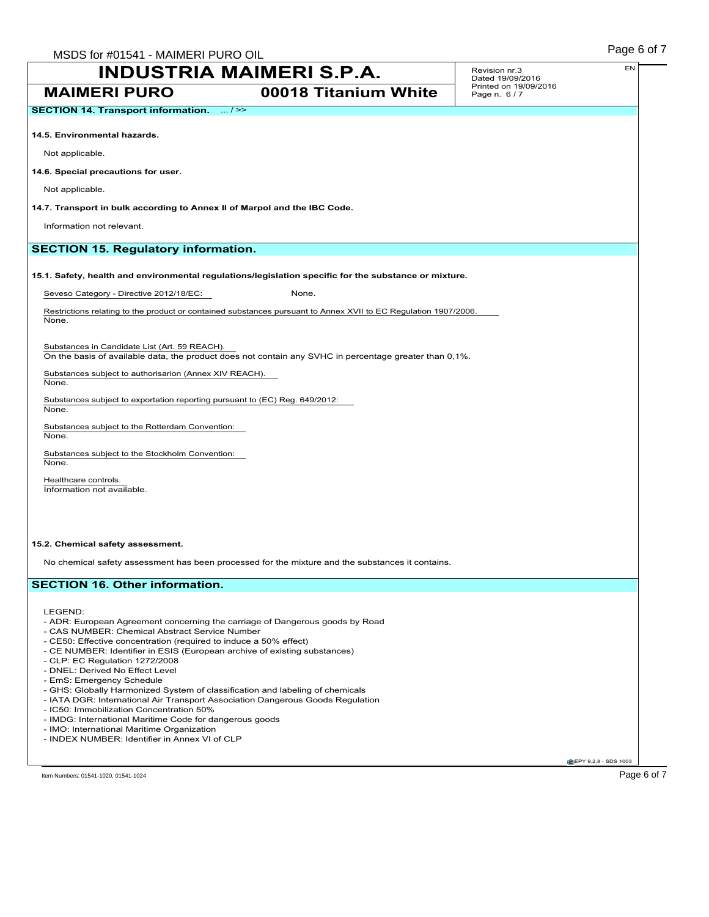**SECTION 14. Transport information.** ... / >>

**14.5. Environmental hazards.**

Not applicable.

**14.6. Special precautions for user.**

Not applicable.

**14.7. Transport in bulk according to Annex II of Marpol and the IBC Code.**

Information not relevant.

## SECTION 15. Regulatory information.

**15.1. Safety, health and environmental regulations/legislation specific for the substance or mixture.**

Seveso Category - Directive 2012/18/EC: None.

Restrictions relating to the product or contained substances pursuant to Annex XVII to EC Regulation 1907/2006.
None.

Substances in Candidate List (Art. 59 REACH).
On the basis of available data, the product does not contain any SVHC in percentage greater than 0,1%.

Substances subject to authorisarion (Annex XIV REACH).
None.

Substances subject to exportation reporting pursuant to (EC) Reg. 649/2012:
None.

Substances subject to the Rotterdam Convention:
None.

Substances subject to the Stockholm Convention:
None.

Healthcare controls.
Information not available.

**15.2. Chemical safety assessment.**

No chemical safety assessment has been processed for the mixture and the substances it contains.

## SECTION 16. Other information.

LEGEND:

- ADR: European Agreement concerning the carriage of Dangerous goods by Road
- CAS NUMBER: Chemical Abstract Service Number
- CE50: Effective concentration (required to induce a 50% effect)
- CE NUMBER: Identifier in ESIS (European archive of existing substances)
- CLP: EC Regulation 1272/2008
- DNEL: Derived No Effect Level
- EmS: Emergency Schedule
- GHS: Globally Harmonized System of classification and labeling of chemicals
- IATA DGR: International Air Transport Association Dangerous Goods Regulation
- IC50: Immobilization Concentration 50%
- IMDG: International Maritime Code for dangerous goods
- IMO: International Maritime Organization
- INDEX NUMBER: Identifier in Annex VI of CLP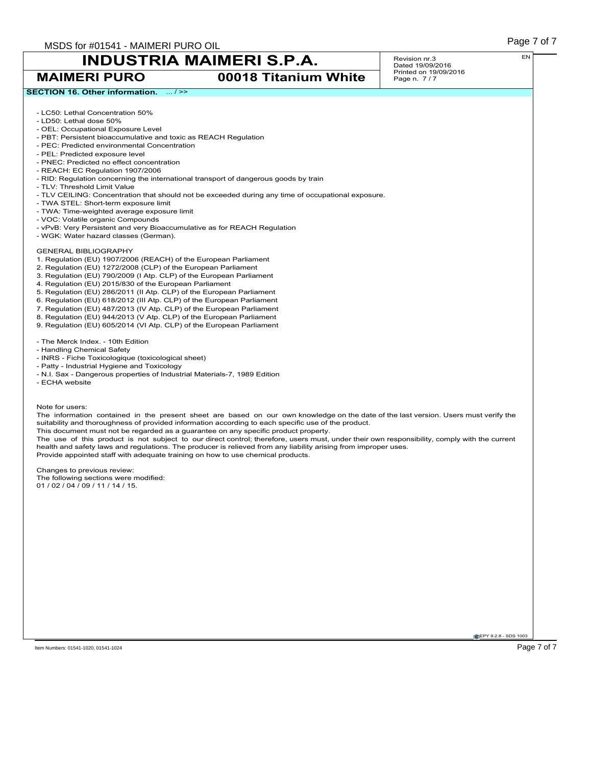**SECTION 16. Other information.** ... / >>

- LC50: Lethal Concentration 50%
- LD50: Lethal dose 50%
- OEL: Occupational Exposure Level
- PBT: Persistent bioaccumulative and toxic as REACH Regulation
- PEC: Predicted environmental Concentration
- PEL: Predicted exposure level
- PNEC: Predicted no effect concentration
- REACH: EC Regulation 1907/2006
- RID: Regulation concerning the international transport of dangerous goods by train
- TLV: Threshold Limit Value
- TLV CEILING: Concentration that should not be exceeded during any time of occupational exposure.
- TWA STEL: Short-term exposure limit
- TWA: Time-weighted average exposure limit
- VOC: Volatile organic Compounds
- vPvB: Very Persistent and very Bioaccumulative as for REACH Regulation
- WGK: Water hazard classes (German).

GENERAL BIBLIOGRAPHY

1. Regulation (EU) 1907/2006 (REACH) of the European Parliament
2. Regulation (EU) 1272/2008 (CLP) of the European Parliament
3. Regulation (EU) 790/2009 (I Atp. CLP) of the European Parliament
4. Regulation (EU) 2015/830 of the European Parliament
5. Regulation (EU) 286/2011 (II Atp. CLP) of the European Parliament
6. Regulation (EU) 618/2012 (III Atp. CLP) of the European Parliament
7. Regulation (EU) 487/2013 (IV Atp. CLP) of the European Parliament
8. Regulation (EU) 944/2013 (V Atp. CLP) of the European Parliament
9. Regulation (EU) 605/2014 (VI Atp. CLP) of the European Parliament

- The Merck Index. - 10th Edition
- Handling Chemical Safety
- INRS - Fiche Toxicologique (toxicological sheet)
- Patty - Industrial Hygiene and Toxicology
- N.I. Sax - Dangerous properties of Industrial Materials-7, 1989 Edition
- ECHA website

Note for users:
The information contained in the present sheet are based on our own knowledge on the date of the last version. Users must verify the suitability and thoroughness of provided information according to each specific use of the product.
This document must not be regarded as a guarantee on any specific product property.
The use of this product is not subject to our direct control; therefore, users must, under their own responsibility, comply with the current health and safety laws and regulations. The producer is relieved from any liability arising from improper uses.
Provide appointed staff with adequate training on how to use chemical products.

Changes to previous review:
The following sections were modified:
01 / 02 / 04 / 09 / 11 / 14 / 15.